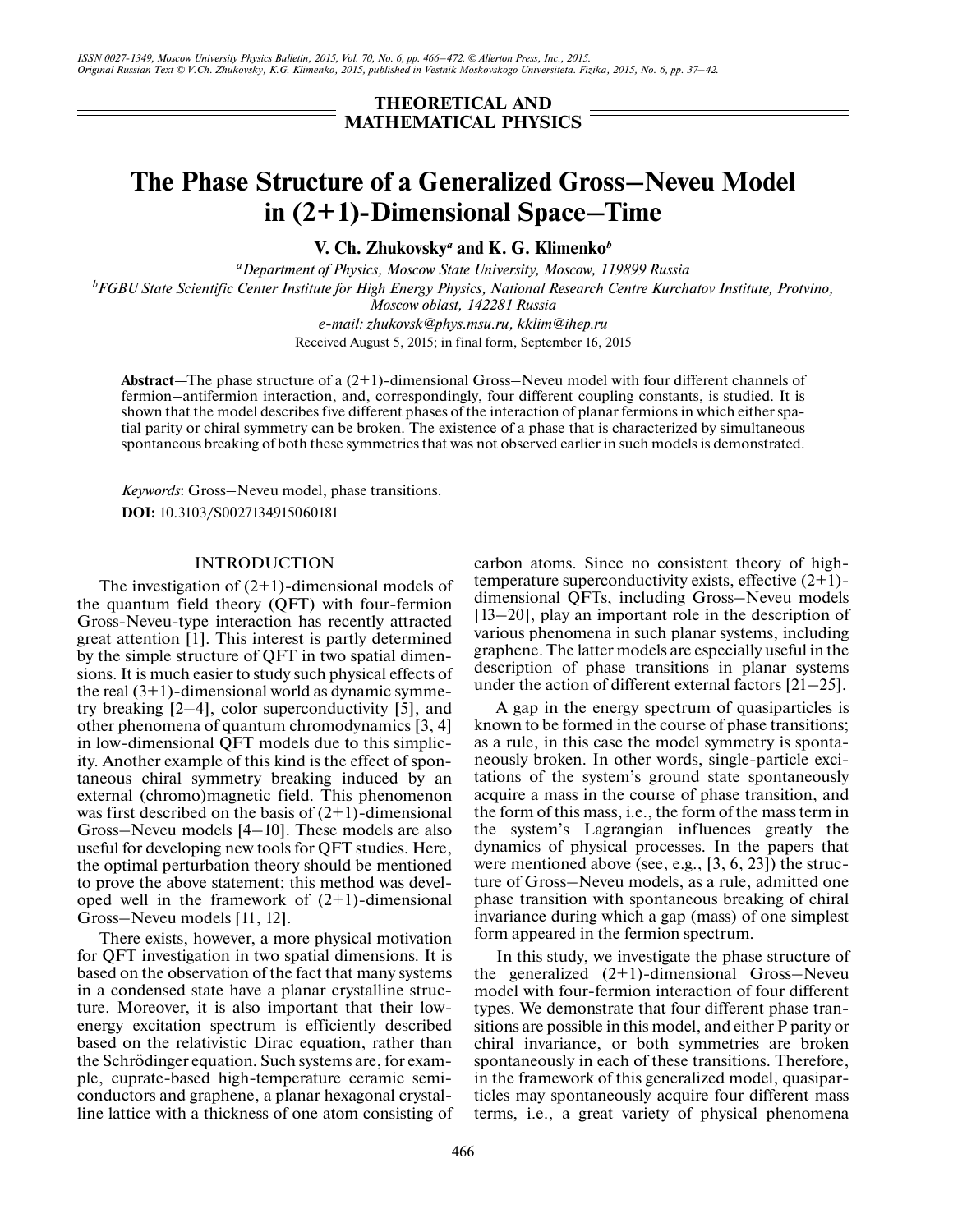THEORETICAL AND MATHEMATICAL PHYSICS

# The Phase Structure of a Generalized Gross–Neveu Model in (2+1)-Dimensional Space–Time

**V. Ch. Zhukovsky[a] and K. G. Klimenko[b]**

[a] *Department of Physics, Moscow State University, Moscow, 119899 Russia*

[b] *FGBU State Scientific Center Institute for High Energy Physics, National Research Centre Kurchatov Institute, Protvino, Moscow oblast, 142281 Russia*

*e-mail: zhukovsk@phys.msu.ru, kklim@ihep.ru*

Received August 5, 2015; in final form, September 16, 2015

**Abstract**—The phase structure of a (2+1)-dimensional Gross–Neveu model with four different channels of fermion–antifermion interaction, and, correspondingly, four different coupling constants, is studied. It is shown that the model describes five different phases of the interaction of planar fermions in which either spatial parity or chiral symmetry can be broken. The existence of a phase that is characterized by simultaneous spontaneous breaking of both these symmetries that was not observed earlier in such models is demonstrated.

*Keywords*: Gross–Neveu model, phase transitions.

**DOI:** 10.3103/S0027134915060181

## INTRODUCTION

The investigation of (2+1)-dimensional models of the quantum field theory (QFT) with four-fermion Gross-Neveu-type interaction has recently attracted great attention [1]. This interest is partly determined by the simple structure of QFT in two spatial dimensions. It is much easier to study such physical effects of the real (3+1)-dimensional world as dynamic symmetry breaking [2–4], color superconductivity [5], and other phenomena of quantum chromodynamics [3, 4] in low-dimensional QFT models due to this simplicity. Another example of this kind is the effect of spontaneous chiral symmetry breaking induced by an external (chromo)magnetic field. This phenomenon was first described on the basis of (2+1)-dimensional Gross–Neveu models [4–10]. These models are also useful for developing new tools for QFT studies. Here, the optimal perturbation theory should be mentioned to prove the above statement; this method was developed well in the framework of (2+1)-dimensional Gross–Neveu models [11, 12].

There exists, however, a more physical motivation for QFT investigation in two spatial dimensions. It is based on the observation of the fact that many systems in a condensed state have a planar crystalline structure. Moreover, it is also important that their low-energy excitation spectrum is efficiently described based on the relativistic Dirac equation, rather than the Schrödinger equation. Such systems are, for example, cuprate-based high-temperature ceramic semiconductors and graphene, a planar hexagonal crystalline lattice with a thickness of one atom consisting of carbon atoms. Since no consistent theory of high-temperature superconductivity exists, effective (2+1)-dimensional QFTs, including Gross–Neveu models [13–20], play an important role in the description of various phenomena in such planar systems, including graphene. The latter models are especially useful in the description of phase transitions in planar systems under the action of different external factors [21–25].

A gap in the energy spectrum of quasiparticles is known to be formed in the course of phase transitions; as a rule, in this case the model symmetry is spontaneously broken. In other words, single-particle excitations of the system's ground state spontaneously acquire a mass in the course of phase transition, and the form of this mass, i.e., the form of the mass term in the system's Lagrangian influences greatly the dynamics of physical processes. In the papers that were mentioned above (see, e.g., [3, 6, 23]) the structure of Gross–Neveu models, as a rule, admitted one phase transition with spontaneous breaking of chiral invariance during which a gap (mass) of one simplest form appeared in the fermion spectrum.

In this study, we investigate the phase structure of the generalized (2+1)-dimensional Gross–Neveu model with four-fermion interaction of four different types. We demonstrate that four different phase transitions are possible in this model, and either P parity or chiral invariance, or both symmetries are broken spontaneously in each of these transitions. Therefore, in the framework of this generalized model, quasiparticles may spontaneously acquire four different mass terms, i.e., a great variety of physical phenomena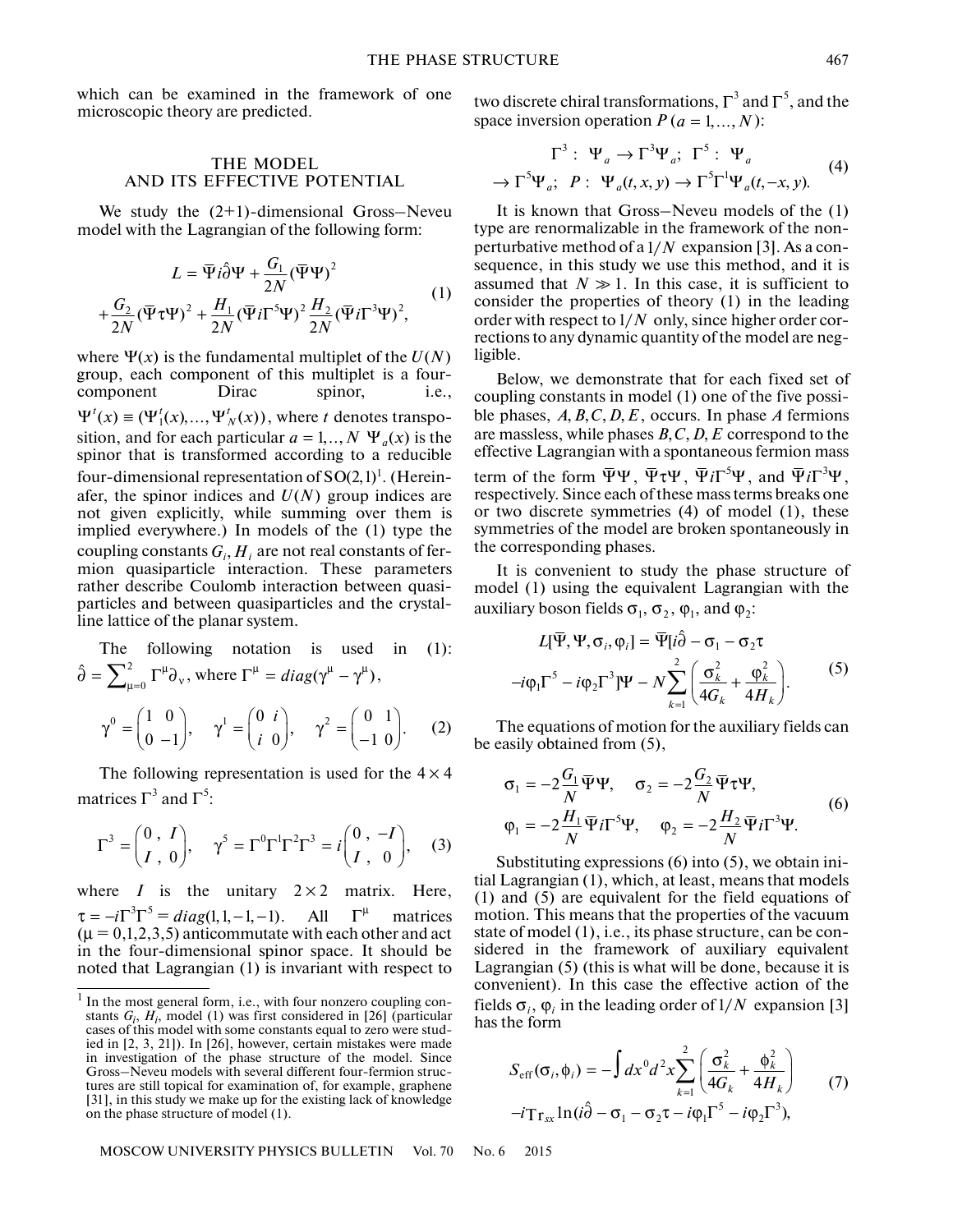which can be examined in the framework of one microscopic theory are predicted.

## THE MODEL AND ITS EFFECTIVE POTENTIAL

We study the (2+1)-dimensional Gross–Neveu model with the Lagrangian of the following form:

$$L = \bar{\Psi} i\hat{\partial}\Psi + \frac{G_1}{2N}(\bar{\Psi}\Psi)^2 + \frac{G_2}{2N}(\bar{\Psi}\tau\Psi)^2 + \frac{H_1}{2N}(\bar{\Psi}i\Gamma^5\Psi)^2 \frac{H_2}{2N}(\bar{\Psi}i\Gamma^3\Psi)^2, \quad (1)$$

where $\Psi(x)$ is the fundamental multiplet of the $U(N)$ group, each component of this multiplet is a four-component Dirac spinor, i.e., $\Psi^t(x) \equiv (\Psi_1^t(x), \ldots, \Psi_N^t(x))$, where $t$ denotes transposition, and for each particular $a = 1,.., N$ $\Psi_a(x)$ is the spinor that is transformed according to a reducible four-dimensional representation of SO(2,1)[1]. (Hereinafter, the spinor indices and $U(N)$ group indices are not given explicitly, while summing over them is implied everywhere.) In models of the (1) type the coupling constants $G_i, H_i$ are not real constants of fermion quasiparticle interaction. These parameters rather describe Coulomb interaction between quasiparticles and between quasiparticles and the crystalline lattice of the planar system.

The following notation is used in (1): $\hat{\partial} = \sum_{\mu=0}^{2}\Gamma^\mu\partial_\nu$, where $\Gamma^\mu = diag(\gamma^\mu - \gamma^\mu)$,

$$\gamma^0 = \begin{pmatrix} 1 & 0 \\ 0 & -1 \end{pmatrix}, \quad \gamma^1 = \begin{pmatrix} 0 & i \\ i & 0 \end{pmatrix}, \quad \gamma^2 = \begin{pmatrix} 0 & 1 \\ -1 & 0 \end{pmatrix}. \quad (2)$$

The following representation is used for the $4 \times 4$ matrices $\Gamma^3$ and $\Gamma^5$:

$$\Gamma^3 = \begin{pmatrix} 0\,, & I \\ I\,, & 0 \end{pmatrix}, \quad \gamma^5 = \Gamma^0\Gamma^1\Gamma^2\Gamma^3 = i\begin{pmatrix} 0\,, & -I \\ I\,, & 0 \end{pmatrix}, \quad (3)$$

where $I$ is the unitary $2 \times 2$ matrix. Here, $\tau = -i\Gamma^3\Gamma^5 = diag(1, 1, -1, -1)$. All $\Gamma^\mu$ matrices ($\mu = 0,1,2,3,5$) anticommutate with each other and act in the four-dimensional spinor space. It should be noted that Lagrangian (1) is invariant with respect to two discrete chiral transformations, $\Gamma^3$ and $\Gamma^5$, and the space inversion operation $P$ ($a = 1, \ldots, N$):

$$\Gamma^3:\ \Psi_a \to \Gamma^3\Psi_a;\ \Gamma^5:\ \Psi_a \to \Gamma^5\Psi_a;\ P:\ \Psi_a(t,x,y) \to \Gamma^5\Gamma^1\Psi_a(t,-x,y). \quad (4)$$

It is known that Gross–Neveu models of the (1) type are renormalizable in the framework of the nonperturbative method of a $1/N$ expansion [3]. As a consequence, in this study we use this method, and it is assumed that $N \gg 1$. In this case, it is sufficient to consider the properties of theory (1) in the leading order with respect to $1/N$ only, since higher order corrections to any dynamic quantity of the model are negligible.

Below, we demonstrate that for each fixed set of coupling constants in model (1) one of the five possible phases, $A, B, C, D, E$, occurs. In phase $A$ fermions are massless, while phases $B, C, D, E$ correspond to the effective Lagrangian with a spontaneous fermion mass term of the form $\bar{\Psi}\Psi$, $\bar{\Psi}\tau\Psi$, $\bar{\Psi}i\Gamma^5\Psi$, and $\bar{\Psi}i\Gamma^3\Psi$, respectively. Since each of these mass terms breaks one or two discrete symmetries (4) of model (1), these symmetries of the model are broken spontaneously in the corresponding phases.

It is convenient to study the phase structure of model (1) using the equivalent Lagrangian with the auxiliary boson fields $\sigma_1$, $\sigma_2$, $\varphi_1$, and $\varphi_2$:

$$L[\bar{\Psi}, \Psi, \sigma_i, \varphi_i] = \bar{\Psi}[i\hat{\partial} - \sigma_1 - \sigma_2\tau - i\varphi_1\Gamma^5 - i\varphi_2\Gamma^3]\Psi - N\sum_{k=1}^{2}\left(\frac{\sigma_k^2}{4G_k} + \frac{\varphi_k^2}{4H_k}\right). \quad (5)$$

The equations of motion for the auxiliary fields can be easily obtained from (5),

$$\sigma_1 = -2\frac{G_1}{N}\bar{\Psi}\Psi, \quad \sigma_2 = -2\frac{G_2}{N}\bar{\Psi}\tau\Psi,$$
$$\varphi_1 = -2\frac{H_1}{N}\bar{\Psi}i\Gamma^5\Psi, \quad \varphi_2 = -2\frac{H_2}{N}\bar{\Psi}i\Gamma^3\Psi. \quad (6)$$

Substituting expressions (6) into (5), we obtain initial Lagrangian (1), which, at least, means that models (1) and (5) are equivalent for the field equations of motion. This means that the properties of the vacuum state of model (1), i.e., its phase structure, can be considered in the framework of auxiliary equivalent Lagrangian (5) (this is what will be done, because it is convenient). In this case the effective action of the fields $\sigma_i$, $\varphi_i$ in the leading order of $1/N$ expansion [3] has the form

$$S_{\text{eff}}(\sigma_i, \phi_i) = -\int dx^0 d^2x \sum_{k=1}^{2}\left(\frac{\sigma_k^2}{4G_k} + \frac{\phi_k^2}{4H_k}\right) - i\text{Tr}_{sx}\ln(i\hat{\partial} - \sigma_1 - \sigma_2\tau - i\varphi_1\Gamma^5 - i\varphi_2\Gamma^3), \quad (7)$$

---

[1] In the most general form, i.e., with four nonzero coupling constants $G_i$, $H_i$, model (1) was first considered in [26] (particular cases of this model with some constants equal to zero were studied in [2, 3, 21]). In [26], however, certain mistakes were made in investigation of the phase structure of the model. Since Gross–Neveu models with several different four-fermion structures are still topical for examination of, for example, graphene [31], in this study we make up for the existing lack of knowledge on the phase structure of model (1).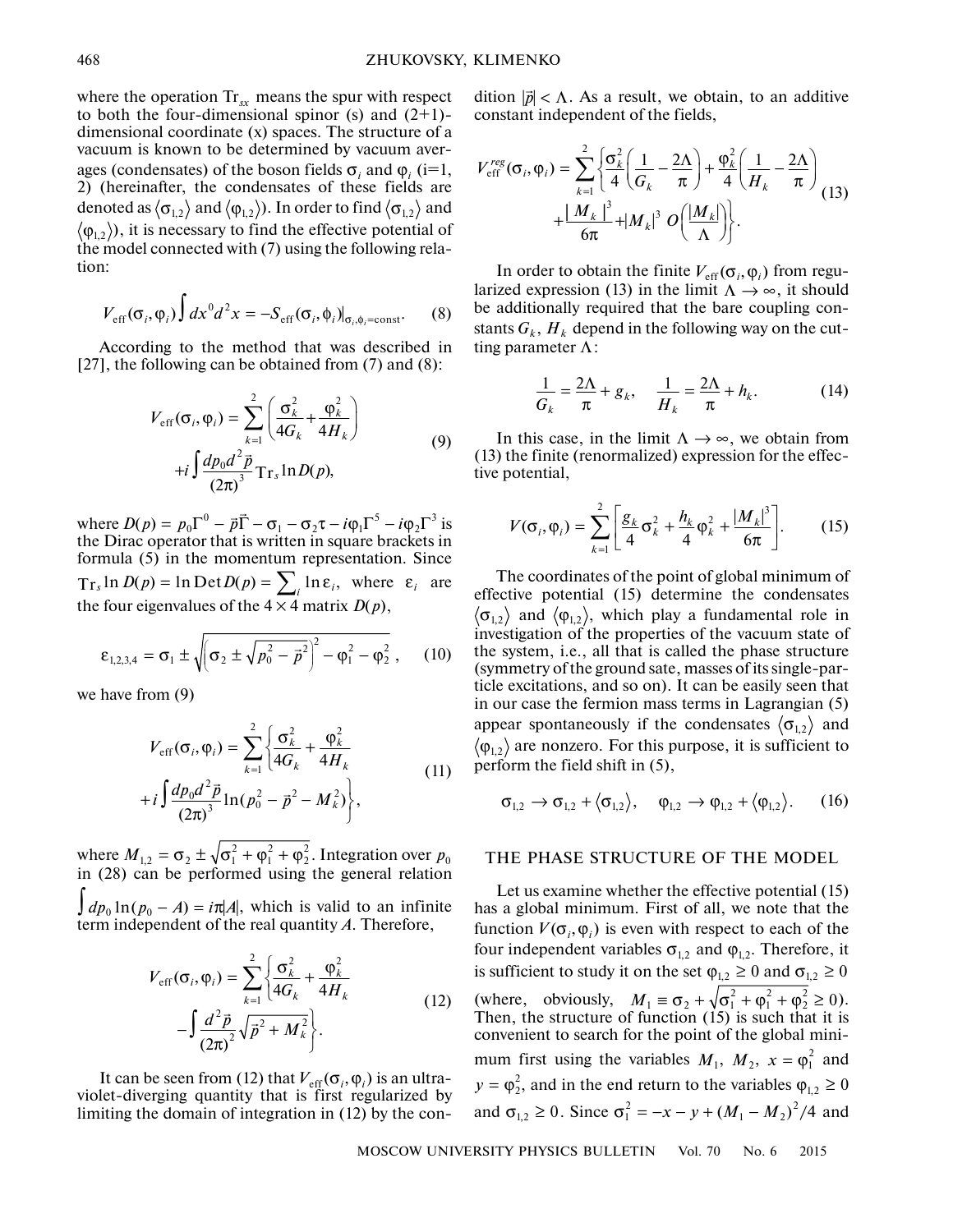where the operation $\mathrm{Tr}_{sx}$ means the spur with respect to both the four-dimensional spinor (s) and (2+1)-dimensional coordinate (x) spaces. The structure of a vacuum is known to be determined by vacuum averages (condensates) of the boson fields $\sigma_i$ and $\varphi_i$ (i=1, 2) (hereinafter, the condensates of these fields are denoted as $\langle\sigma_{1,2}\rangle$ and $\langle\varphi_{1,2}\rangle$). In order to find $\langle\sigma_{1,2}\rangle$ and $\langle\varphi_{1,2}\rangle$), it is necessary to find the effective potential of the model connected with (7) using the following relation:

$$V_{\text{eff}}(\sigma_i,\varphi_i)\int dx^0 d^2x = -S_{\text{eff}}(\sigma_i,\phi_i)\big|_{\sigma_i,\phi_i=\text{const}}. \quad (8)$$

According to the method that was described in [27], the following can be obtained from (7) and (8):

$$V_{\text{eff}}(\sigma_i,\varphi_i) = \sum_{k=1}^{2}\left(\frac{\sigma_k^2}{4G_k}+\frac{\varphi_k^2}{4H_k}\right) + i\int\frac{dp_0 d^2\vec{p}}{(2\pi)^3}\mathrm{Tr}_s \ln D(p), \quad (9)$$

where $D(p) = p_0\Gamma^0 - \vec{p}\vec{\Gamma} - \sigma_1 - \sigma_2\tau - i\varphi_1\Gamma^5 - i\varphi_2\Gamma^3$ is the Dirac operator that is written in square brackets in formula (5) in the momentum representation. Since $\mathrm{Tr}_s \ln D(p) = \ln \mathrm{Det}\, D(p) = \sum_i \ln\varepsilon_i$, where $\varepsilon_i$ are the four eigenvalues of the $4\times 4$ matrix $D(p)$,

$$\varepsilon_{1,2,3,4} = \sigma_1 \pm \sqrt{\left(\sigma_2 \pm \sqrt{p_0^2-\vec{p}^2}\right)^2 - \varphi_1^2 - \varphi_2^2}, \quad (10)$$

we have from (9)

$$V_{\text{eff}}(\sigma_i,\varphi_i) = \sum_{k=1}^{2}\left\{\frac{\sigma_k^2}{4G_k}+\frac{\varphi_k^2}{4H_k} + i\int\frac{dp_0 d^2\vec{p}}{(2\pi)^3}\ln(p_0^2-\vec{p}^2-M_k^2)\right\}, \quad (11)$$

where $M_{1,2} = \sigma_2 \pm \sqrt{\sigma_1^2+\varphi_1^2+\varphi_2^2}$. Integration over $p_0$ in (28) can be performed using the general relation $\int dp_0 \ln(p_0 - A) = i\pi|A|$, which is valid to an infinite term independent of the real quantity $A$. Therefore,

$$V_{\text{eff}}(\sigma_i,\varphi_i) = \sum_{k=1}^{2}\left\{\frac{\sigma_k^2}{4G_k}+\frac{\varphi_k^2}{4H_k} - \int\frac{d^2\vec{p}}{(2\pi)^2}\sqrt{\vec{p}^2+M_k^2}\right\}. \quad (12)$$

It can be seen from (12) that $V_{\text{eff}}(\sigma_i,\varphi_i)$ is an ultraviolet-diverging quantity that is first regularized by limiting the domain of integration in (12) by the condition $|\vec{p}| < \Lambda$. As a result, we obtain, to an additive constant independent of the fields,

$$V_{\text{eff}}^{reg}(\sigma_i,\varphi_i) = \sum_{k=1}^{2}\left\{\frac{\sigma_k^2}{4}\left(\frac{1}{G_k}-\frac{2\Lambda}{\pi}\right)+\frac{\varphi_k^2}{4}\left(\frac{1}{H_k}-\frac{2\Lambda}{\pi}\right) + \frac{|M_k|^3}{6\pi} + |M_k|^3\, O\!\left(\frac{|M_k|}{\Lambda}\right)\right\}. \quad (13)$$

In order to obtain the finite $V_{\text{eff}}(\sigma_i,\varphi_i)$ from regularized expression (13) in the limit $\Lambda\to\infty$, it should be additionally required that the bare coupling constants $G_k$, $H_k$ depend in the following way on the cutting parameter $\Lambda$:

$$\frac{1}{G_k} = \frac{2\Lambda}{\pi} + g_k, \quad \frac{1}{H_k} = \frac{2\Lambda}{\pi} + h_k. \quad (14)$$

In this case, in the limit $\Lambda\to\infty$, we obtain from (13) the finite (renormalized) expression for the effective potential,

$$V(\sigma_i,\varphi_i) = \sum_{k=1}^{2}\left[\frac{g_k}{4}\sigma_k^2 + \frac{h_k}{4}\varphi_k^2 + \frac{|M_k|^3}{6\pi}\right]. \quad (15)$$

The coordinates of the point of global minimum of effective potential (15) determine the condensates $\langle\sigma_{1,2}\rangle$ and $\langle\varphi_{1,2}\rangle$, which play a fundamental role in investigation of the properties of the vacuum state of the system, i.e., all that is called the phase structure (symmetry of the ground sate, masses of its single-particle excitations, and so on). It can be easily seen that in our case the fermion mass terms in Lagrangian (5) appear spontaneously if the condensates $\langle\sigma_{1,2}\rangle$ and $\langle\varphi_{1,2}\rangle$ are nonzero. For this purpose, it is sufficient to perform the field shift in (5),

$$\sigma_{1,2}\to\sigma_{1,2}+\langle\sigma_{1,2}\rangle, \quad \varphi_{1,2}\to\varphi_{1,2}+\langle\varphi_{1,2}\rangle. \quad (16)$$

## THE PHASE STRUCTURE OF THE MODEL

Let us examine whether the effective potential (15) has a global minimum. First of all, we note that the function $V(\sigma_i,\varphi_i)$ is even with respect to each of the four independent variables $\sigma_{1,2}$ and $\varphi_{1,2}$. Therefore, it is sufficient to study it on the set $\varphi_{1,2}\geq 0$ and $\sigma_{1,2}\geq 0$ (where, obviously, $M_1 \equiv \sigma_2 + \sqrt{\sigma_1^2+\varphi_1^2+\varphi_2^2} \geq 0$). Then, the structure of function (15) is such that it is convenient to search for the point of the global minimum first using the variables $M_1$, $M_2$, $x = \varphi_1^2$ and $y = \varphi_2^2$, and in the end return to the variables $\varphi_{1,2}\geq 0$ and $\sigma_{1,2}\geq 0$. Since $\sigma_1^2 = -x - y + (M_1 - M_2)^2/4$ and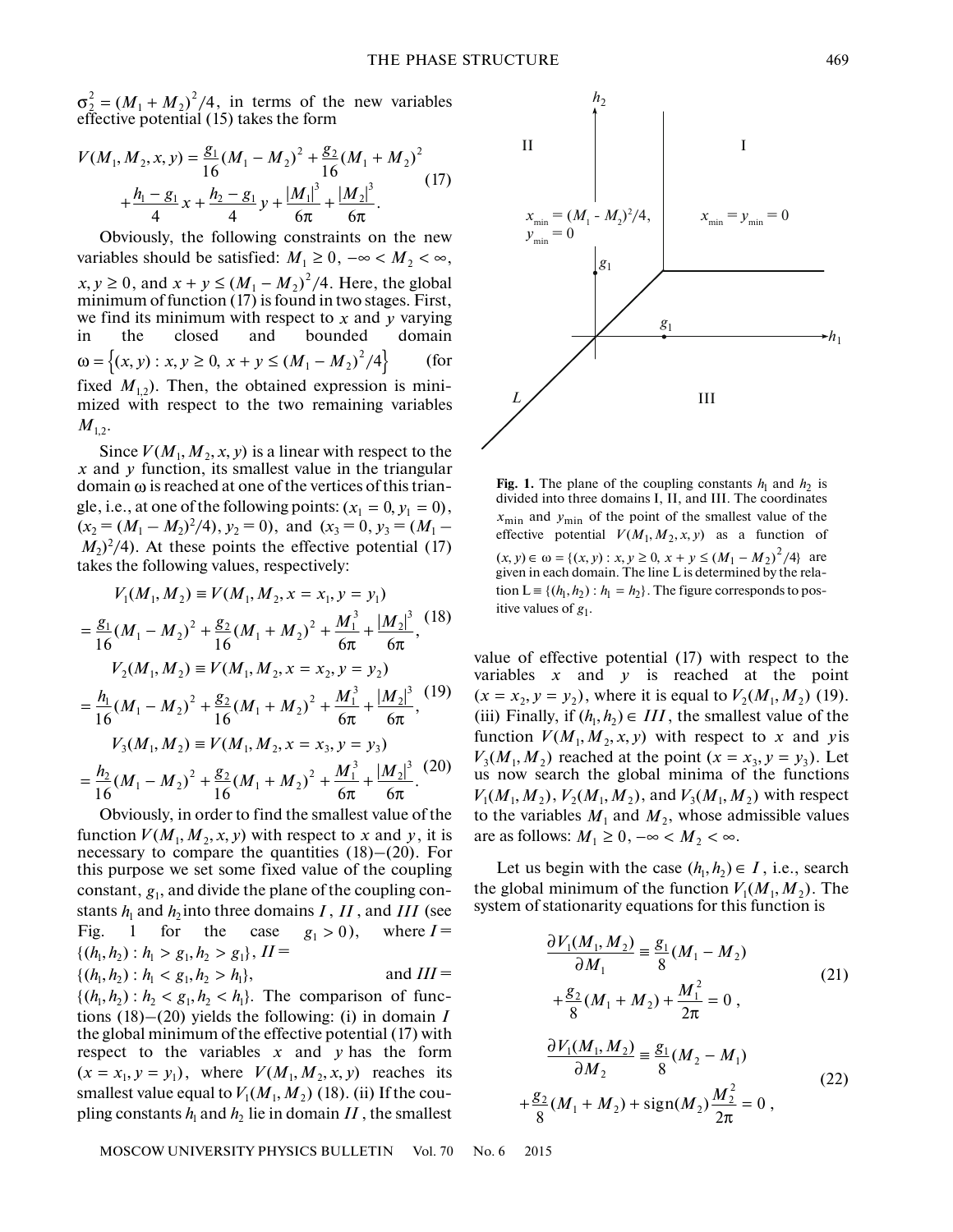$\sigma_2^2 = (M_1 + M_2)^2/4$, in terms of the new variables effective potential (15) takes the form

$$V(M_1, M_2, x, y) = \frac{g_1}{16}(M_1 - M_2)^2 + \frac{g_2}{16}(M_1 + M_2)^2 + \frac{h_1 - g_1}{4}x + \frac{h_2 - g_1}{4}y + \frac{|M_1|^3}{6\pi} + \frac{|M_2|^3}{6\pi}. \quad (17)$$

Obviously, the following constraints on the new variables should be satisfied: $M_1 \geq 0$, $-\infty < M_2 < \infty$, $x, y \geq 0$, and $x + y \leq (M_1 - M_2)^2/4$. Here, the global minimum of function (17) is found in two stages. First, we find its minimum with respect to $x$ and $y$ varying in the closed and bounded domain $\omega = \{(x, y) : x, y \geq 0,\ x + y \leq (M_1 - M_2)^2/4\}$ (for fixed $M_{1,2}$). Then, the obtained expression is minimized with respect to the two remaining variables $M_{1,2}$.

Since $V(M_1, M_2, x, y)$ is a linear with respect to the $x$ and $y$ function, its smallest value in the triangular domain $\omega$ is reached at one of the vertices of this triangle, i.e., at one of the following points: $(x_1 = 0, y_1 = 0)$, $(x_2 = (M_1 - M_2)^2/4), y_2 = 0)$, and $(x_3 = 0, y_3 = (M_1 - M_2)^2/4)$. At these points the effective potential (17) takes the following values, respectively:

$$V_1(M_1, M_2) \equiv V(M_1, M_2, x = x_1, y = y_1) = \frac{g_1}{16}(M_1 - M_2)^2 + \frac{g_2}{16}(M_1 + M_2)^2 + \frac{M_1^3}{6\pi} + \frac{|M_2|^3}{6\pi}, \quad (18)$$

$$V_2(M_1, M_2) \equiv V(M_1, M_2, x = x_2, y = y_2) = \frac{h_1}{16}(M_1 - M_2)^2 + \frac{g_2}{16}(M_1 + M_2)^2 + \frac{M_1^3}{6\pi} + \frac{|M_2|^3}{6\pi}, \quad (19)$$

$$V_3(M_1, M_2) \equiv V(M_1, M_2, x = x_3, y = y_3) = \frac{h_2}{16}(M_1 - M_2)^2 + \frac{g_2}{16}(M_1 + M_2)^2 + \frac{M_1^3}{6\pi} + \frac{|M_2|^3}{6\pi}. \quad (20)$$

Obviously, in order to find the smallest value of the function $V(M_1, M_2, x, y)$ with respect to $x$ and $y$, it is necessary to compare the quantities (18)–(20). For this purpose we set some fixed value of the coupling constant, $g_1$, and divide the plane of the coupling constants $h_1$ and $h_2$ into three domains $I$, $II$, and $III$ (see Fig. 1 for the case $g_1 > 0$), where $I = \{(h_1, h_2) : h_1 > g_1, h_2 > g_1\}$, $II = \{(h_1, h_2) : h_1 < g_1, h_2 > h_1\}$, and $III = \{(h_1, h_2) : h_2 < g_1, h_2 < h_1\}$. The comparison of functions (18)–(20) yields the following: (i) in domain $I$ the global minimum of the effective potential (17) with respect to the variables $x$ and $y$ has the form $(x = x_1, y = y_1)$, where $V(M_1, M_2, x, y)$ reaches its smallest value equal to $V_1(M_1, M_2)$ (18). (ii) If the coupling constants $h_1$ and $h_2$ lie in domain $II$, the smallest value of effective potential (17) with respect to the variables $x$ and $y$ is reached at the point $(x = x_2, y = y_2)$, where it is equal to $V_2(M_1, M_2)$ (19). (iii) Finally, if $(h_1, h_2) \in III$, the smallest value of the function $V(M_1, M_2, x, y)$ with respect to $x$ and $y$ is $V_3(M_1, M_2)$ reached at the point $(x = x_3, y = y_3)$. Let us now search the global minima of the functions $V_1(M_1, M_2)$, $V_2(M_1, M_2)$, and $V_3(M_1, M_2)$ with respect to the variables $M_1$ and $M_2$, whose admissible values are as follows: $M_1 \geq 0$, $-\infty < M_2 < \infty$.

**Fig. 1.** The plane of the coupling constants $h_1$ and $h_2$ is divided into three domains I, II, and III. The coordinates $x_{\min}$ and $y_{\min}$ of the point of the smallest value of the effective potential $V(M_1, M_2, x, y)$ as a function of $(x, y) \in \omega = \{(x, y) : x, y \geq 0,\ x + y \leq (M_1 - M_2)^2/4\}$ are given in each domain. The line L is determined by the relation $L \equiv \{(h_1, h_2) : h_1 = h_2\}$. The figure corresponds to positive values of $g_1$.

Let us begin with the case $(h_1, h_2) \in I$, i.e., search the global minimum of the function $V_1(M_1, M_2)$. The system of stationarity equations for this function is

$$\frac{\partial V_1(M_1, M_2)}{\partial M_1} \equiv \frac{g_1}{8}(M_1 - M_2) + \frac{g_2}{8}(M_1 + M_2) + \frac{M_1^2}{2\pi} = 0\ , \quad (21)$$

$$\frac{\partial V_1(M_1, M_2)}{\partial M_2} \equiv \frac{g_1}{8}(M_2 - M_1) + \frac{g_2}{8}(M_1 + M_2) + \text{sign}(M_2)\frac{M_2^2}{2\pi} = 0\ , \quad (22)$$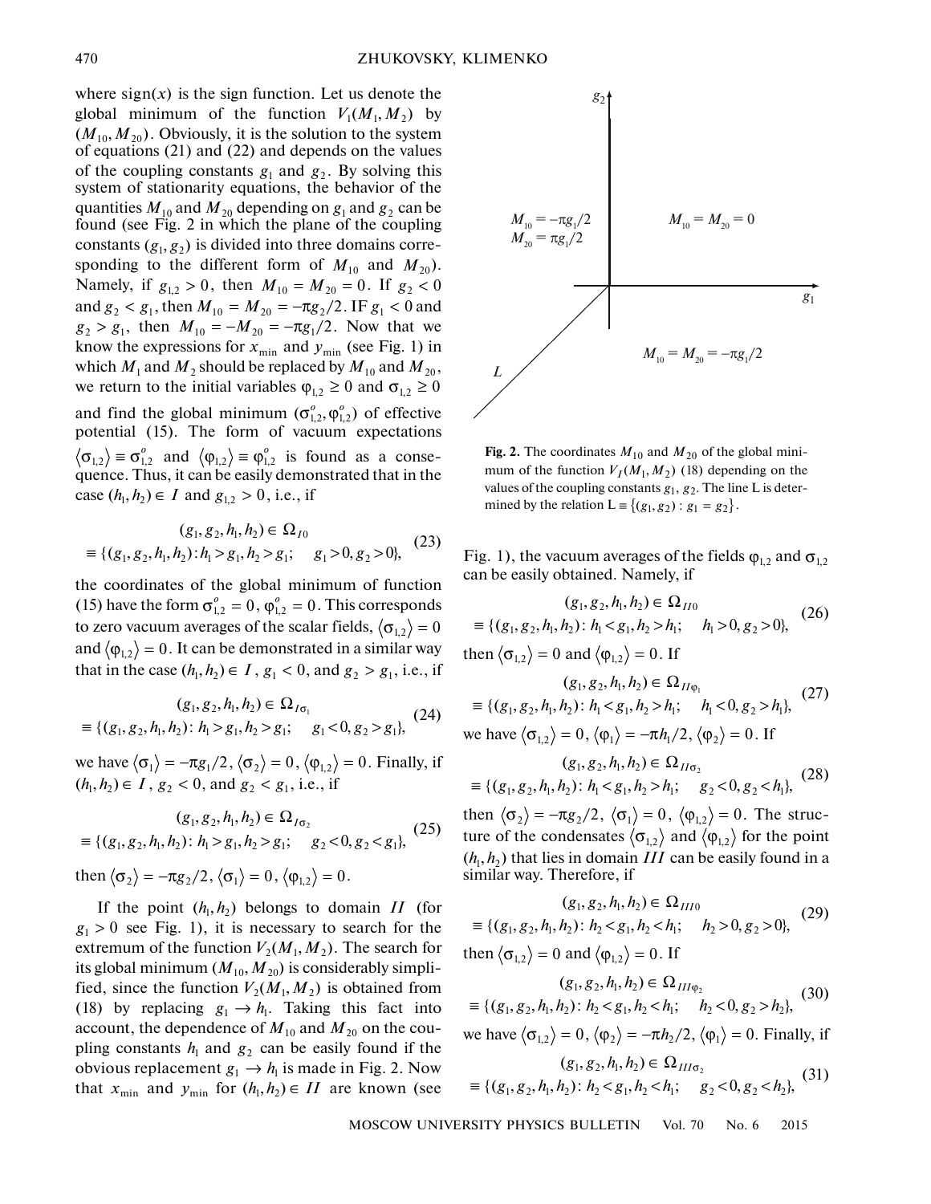where $\text{sign}(x)$ is the sign function. Let us denote the global minimum of the function $V_1(M_1, M_2)$ by $(M_{10}, M_{20})$. Obviously, it is the solution to the system of equations (21) and (22) and depends on the values of the coupling constants $g_1$ and $g_2$. By solving this system of stationarity equations, the behavior of the quantities $M_{10}$ and $M_{20}$ depending on $g_1$ and $g_2$ can be found (see Fig. 2 in which the plane of the coupling constants $(g_1, g_2)$ is divided into three domains corresponding to the different form of $M_{10}$ and $M_{20}$). Namely, if $g_{1,2} > 0$, then $M_{10} = M_{20} = 0$. If $g_2 < 0$ and $g_2 < g_1$, then $M_{10} = M_{20} = -\pi g_2/2$. IF $g_1 < 0$ and $g_2 > g_1$, then $M_{10} = -M_{20} = -\pi g_1/2$. Now that we know the expressions for $x_{\min}$ and $y_{\min}$ (see Fig. 1) in which $M_1$ and $M_2$ should be replaced by $M_{10}$ and $M_{20}$, we return to the initial variables $\varphi_{1,2} \geq 0$ and $\sigma_{1,2} \geq 0$ and find the global minimum $(\sigma^o_{1,2}, \varphi^o_{1,2})$ of effective potential (15). The form of vacuum expectations $\langle\sigma_{1,2}\rangle \equiv \sigma^o_{1,2}$ and $\langle\varphi_{1,2}\rangle \equiv \varphi^o_{1,2}$ is found as a consequence. Thus, it can be easily demonstrated that in the case $(h_1, h_2) \in I$ and $g_{1,2} > 0$, i.e., if

$$(g_1, g_2, h_1, h_2) \in \Omega_{I0} \equiv \{(g_1, g_2, h_1, h_2): h_1 > g_1, h_2 > g_1; \quad g_1 > 0, g_2 > 0\}, \tag{23}$$

the coordinates of the global minimum of function (15) have the form $\sigma^o_{1,2} = 0$, $\varphi^o_{1,2} = 0$. This corresponds to zero vacuum averages of the scalar fields, $\langle\sigma_{1,2}\rangle = 0$ and $\langle\varphi_{1,2}\rangle = 0$. It can be demonstrated in a similar way that in the case $(h_1, h_2) \in I$, $g_1 < 0$, and $g_2 > g_1$, i.e., if

$$(g_1, g_2, h_1, h_2) \in \Omega_{I\sigma_1} \equiv \{(g_1, g_2, h_1, h_2): h_1 > g_1, h_2 > g_1; \quad g_1 < 0, g_2 > g_1\}, \tag{24}$$

we have $\langle\sigma_1\rangle = -\pi g_1/2$, $\langle\sigma_2\rangle = 0$, $\langle\varphi_{1,2}\rangle = 0$. Finally, if $(h_1, h_2) \in I$, $g_2 < 0$, and $g_2 < g_1$, i.e., if

$$(g_1, g_2, h_1, h_2) \in \Omega_{I\sigma_2} \equiv \{(g_1, g_2, h_1, h_2): h_1 > g_1, h_2 > g_1; \quad g_2 < 0, g_2 < g_1\}, \tag{25}$$

then $\langle\sigma_2\rangle = -\pi g_2/2$, $\langle\sigma_1\rangle = 0$, $\langle\varphi_{1,2}\rangle = 0$.

If the point $(h_1, h_2)$ belongs to domain $II$ (for $g_1 > 0$ see Fig. 1), it is necessary to search for the extremum of the function $V_2(M_1, M_2)$. The search for its global minimum $(M_{10}, M_{20})$ is considerably simplified, since the function $V_2(M_1, M_2)$ is obtained from (18) by replacing $g_1 \to h_1$. Taking this fact into account, the dependence of $M_{10}$ and $M_{20}$ on the coupling constants $h_1$ and $g_2$ can be easily found if the obvious replacement $g_1 \to h_1$ is made in Fig. 2. Now that $x_{\min}$ and $y_{\min}$ for $(h_1, h_2) \in II$ are known (see Fig. 1), the vacuum averages of the fields $\varphi_{1,2}$ and $\sigma_{1,2}$ can be easily obtained. Namely, if

$$(g_1, g_2, h_1, h_2) \in \Omega_{II0} \equiv \{(g_1, g_2, h_1, h_2): h_1 < g_1, h_2 > h_1; \quad h_1 > 0, g_2 > 0\}, \tag{26}$$

then $\langle\sigma_{1,2}\rangle = 0$ and $\langle\varphi_{1,2}\rangle = 0$. If

$$(g_1, g_2, h_1, h_2) \in \Omega_{II\varphi_1} \equiv \{(g_1, g_2, h_1, h_2): h_1 < g_1, h_2 > h_1; \quad h_1 < 0, g_2 > h_1\}, \tag{27}$$

we have $\langle\sigma_{1,2}\rangle = 0$, $\langle\varphi_1\rangle = -\pi h_1/2$, $\langle\varphi_2\rangle = 0$. If

$$(g_1, g_2, h_1, h_2) \in \Omega_{II\sigma_2} \equiv \{(g_1, g_2, h_1, h_2): h_1 < g_1, h_2 > h_1; \quad g_2 < 0, g_2 < h_1\}, \tag{28}$$

then $\langle\sigma_2\rangle = -\pi g_2/2$, $\langle\sigma_1\rangle = 0$, $\langle\varphi_{1,2}\rangle = 0$. The structure of the condensates $\langle\sigma_{1,2}\rangle$ and $\langle\varphi_{1,2}\rangle$ for the point $(h_1, h_2)$ that lies in domain $III$ can be easily found in a similar way. Therefore, if

$$(g_1, g_2, h_1, h_2) \in \Omega_{III0} \equiv \{(g_1, g_2, h_1, h_2): h_2 < g_1, h_2 < h_1; \quad h_2 > 0, g_2 > 0\}, \tag{29}$$

then $\langle\sigma_{1,2}\rangle = 0$ and $\langle\varphi_{1,2}\rangle = 0$. If

$$(g_1, g_2, h_1, h_2) \in \Omega_{III\varphi_2} \equiv \{(g_1, g_2, h_1, h_2): h_2 < g_1, h_2 < h_1; \quad h_2 < 0, g_2 > h_2\}, \tag{30}$$

we have $\langle\sigma_{1,2}\rangle = 0$, $\langle\varphi_2\rangle = -\pi h_2/2$, $\langle\varphi_1\rangle = 0$. Finally, if

$$(g_1, g_2, h_1, h_2) \in \Omega_{III\sigma_2} \equiv \{(g_1, g_2, h_1, h_2): h_2 < g_1, h_2 < h_1; \quad g_2 < 0, g_2 < h_2\}, \tag{31}$$

**Fig. 2.** The coordinates $M_{10}$ and $M_{20}$ of the global minimum of the function $V_I(M_1, M_2)$ (18) depending on the values of the coupling constants $g_1$, $g_2$. The line L is determined by the relation $L \equiv \{(g_1, g_2): g_1 = g_2\}$.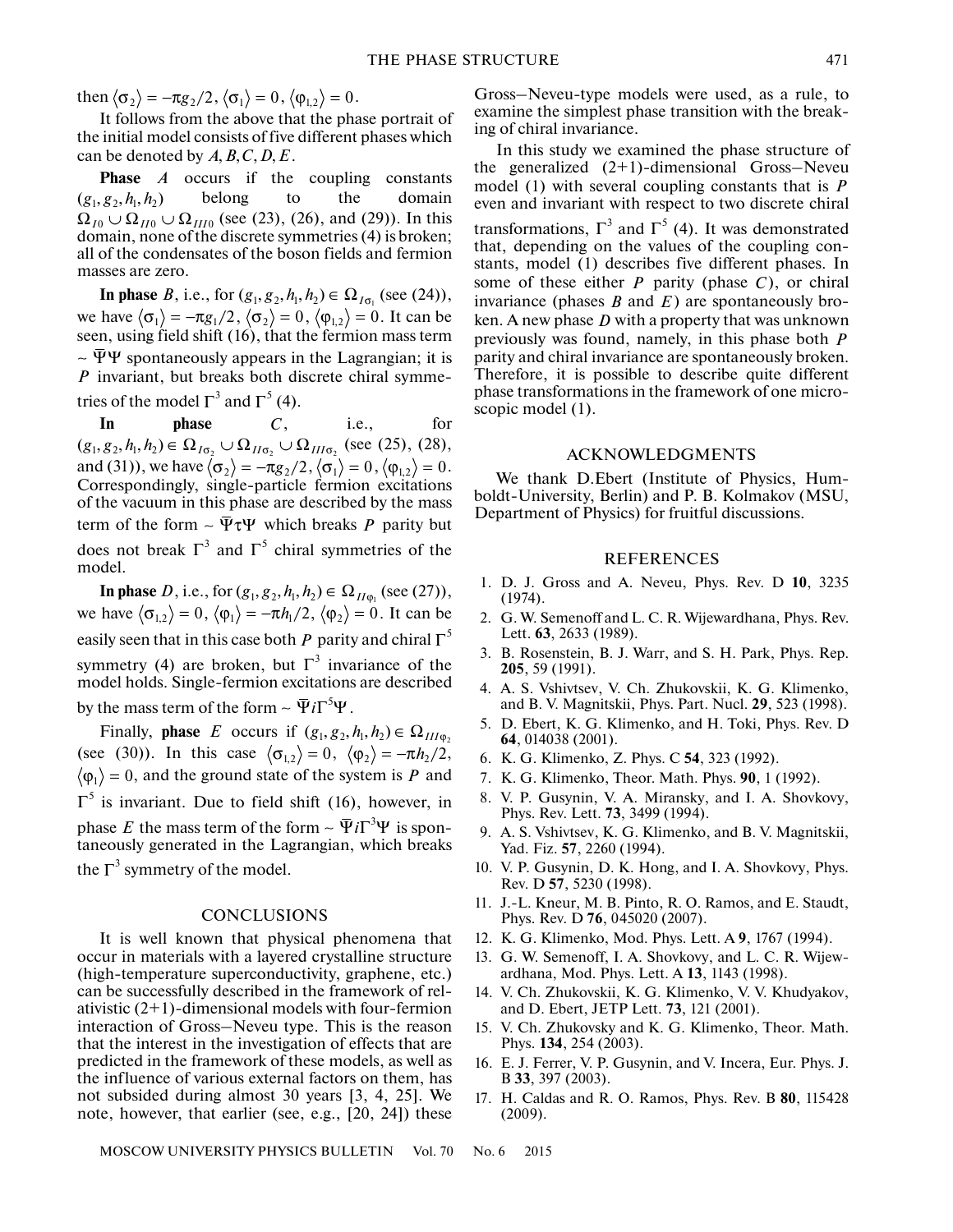then $\langle\sigma_2\rangle = -\pi g_2/2$, $\langle\sigma_1\rangle = 0$, $\langle\varphi_{1,2}\rangle = 0$.

It follows from the above that the phase portrait of the initial model consists of five different phases which can be denoted by $A, B, C, D, E$.

**Phase** $A$ occurs if the coupling constants $(g_1, g_2, h_1, h_2)$ belong to the domain $\Omega_{I0} \cup \Omega_{II0} \cup \Omega_{III0}$ (see (23), (26), and (29)). In this domain, none of the discrete symmetries (4) is broken; all of the condensates of the boson fields and fermion masses are zero.

**In phase** $B$, i.e., for $(g_1, g_2, h_1, h_2) \in \Omega_{I\sigma_1}$ (see (24)), we have $\langle\sigma_1\rangle = -\pi g_1/2$, $\langle\sigma_2\rangle = 0$, $\langle\varphi_{1,2}\rangle = 0$. It can be seen, using field shift (16), that the fermion mass term $\sim \bar{\Psi}\Psi$ spontaneously appears in the Lagrangian; it is $P$ invariant, but breaks both discrete chiral symmetries of the model $\Gamma^3$ and $\Gamma^5$ (4).

**In phase** $C$, i.e., for $(g_1, g_2, h_1, h_2) \in \Omega_{I\sigma_2} \cup \Omega_{II\sigma_2} \cup \Omega_{III\sigma_2}$ (see (25), (28), and (31)), we have $\langle\sigma_2\rangle = -\pi g_2/2$, $\langle\sigma_1\rangle = 0$, $\langle\varphi_{1,2}\rangle = 0$. Correspondingly, single-particle fermion excitations of the vacuum in this phase are described by the mass term of the form $\sim \bar{\Psi}\tau\Psi$ which breaks $P$ parity but does not break $\Gamma^3$ and $\Gamma^5$ chiral symmetries of the model.

**In phase** $D$, i.e., for $(g_1, g_2, h_1, h_2) \in \Omega_{II\varphi_1}$ (see (27)), we have $\langle\sigma_{1,2}\rangle = 0$, $\langle\varphi_1\rangle = -\pi h_1/2$, $\langle\varphi_2\rangle = 0$. It can be easily seen that in this case both $P$ parity and chiral $\Gamma^5$ symmetry (4) are broken, but $\Gamma^3$ invariance of the model holds. Single-fermion excitations are described by the mass term of the form $\sim \bar{\Psi}i\Gamma^5\Psi$.

Finally, **phase** $E$ occurs if $(g_1, g_2, h_1, h_2) \in \Omega_{III\varphi_2}$ (see (30)). In this case $\langle\sigma_{1,2}\rangle = 0$, $\langle\varphi_2\rangle = -\pi h_2/2$, $\langle\varphi_1\rangle = 0$, and the ground state of the system is $P$ and $\Gamma^5$ is invariant. Due to field shift (16), however, in phase $E$ the mass term of the form $\sim \bar{\Psi}i\Gamma^3\Psi$ is spontaneously generated in the Lagrangian, which breaks the $\Gamma^3$ symmetry of the model.

## CONCLUSIONS

It is well known that physical phenomena that occur in materials with a layered crystalline structure (high-temperature superconductivity, graphene, etc.) can be successfully described in the framework of relativistic (2+1)-dimensional models with four-fermion interaction of Gross–Neveu type. This is the reason that the interest in the investigation of effects that are predicted in the framework of these models, as well as the influence of various external factors on them, has not subsided during almost 30 years [3, 4, 25]. We note, however, that earlier (see, e.g., [20, 24]) these Gross–Neveu-type models were used, as a rule, to examine the simplest phase transition with the breaking of chiral invariance.

In this study we examined the phase structure of the generalized (2+1)-dimensional Gross–Neveu model (1) with several coupling constants that is $P$ even and invariant with respect to two discrete chiral transformations, $\Gamma^3$ and $\Gamma^5$ (4). It was demonstrated that, depending on the values of the coupling constants, model (1) describes five different phases. In some of these either $P$ parity (phase $C$), or chiral invariance (phases $B$ and $E$) are spontaneously broken. A new phase $D$ with a property that was unknown previously was found, namely, in this phase both $P$ parity and chiral invariance are spontaneously broken. Therefore, it is possible to describe quite different phase transformations in the framework of one microscopic model (1).

## ACKNOWLEDGMENTS

We thank D.Ebert (Institute of Physics, Humboldt-University, Berlin) and P. B. Kolmakov (MSU, Department of Physics) for fruitful discussions.

## REFERENCES

1. D. J. Gross and A. Neveu, Phys. Rev. D **10**, 3235 (1974).
2. G. W. Semenoff and L. C. R. Wijewardhana, Phys. Rev. Lett. **63**, 2633 (1989).
3. B. Rosenstein, B. J. Warr, and S. H. Park, Phys. Rep. **205**, 59 (1991).
4. A. S. Vshivtsev, V. Ch. Zhukovskii, K. G. Klimenko, and B. V. Magnitskii, Phys. Part. Nucl. **29**, 523 (1998).
5. D. Ebert, K. G. Klimenko, and H. Toki, Phys. Rev. D **64**, 014038 (2001).
6. K. G. Klimenko, Z. Phys. C **54**, 323 (1992).
7. K. G. Klimenko, Theor. Math. Phys. **90**, 1 (1992).
8. V. P. Gusynin, V. A. Miransky, and I. A. Shovkovy, Phys. Rev. Lett. **73**, 3499 (1994).
9. A. S. Vshivtsev, K. G. Klimenko, and B. V. Magnitskii, Yad. Fiz. **57**, 2260 (1994).
10. V. P. Gusynin, D. K. Hong, and I. A. Shovkovy, Phys. Rev. D **57**, 5230 (1998).
11. J.-L. Kneur, M. B. Pinto, R. O. Ramos, and E. Staudt, Phys. Rev. D **76**, 045020 (2007).
12. K. G. Klimenko, Mod. Phys. Lett. A **9**, 1767 (1994).
13. G. W. Semenoff, I. A. Shovkovy, and L. C. R. Wijewardhana, Mod. Phys. Lett. A **13**, 1143 (1998).
14. V. Ch. Zhukovskii, K. G. Klimenko, V. V. Khudyakov, and D. Ebert, JETP Lett. **73**, 121 (2001).
15. V. Ch. Zhukovsky and K. G. Klimenko, Theor. Math. Phys. **134**, 254 (2003).
16. E. J. Ferrer, V. P. Gusynin, and V. Incera, Eur. Phys. J. B **33**, 397 (2003).
17. H. Caldas and R. O. Ramos, Phys. Rev. B **80**, 115428 (2009).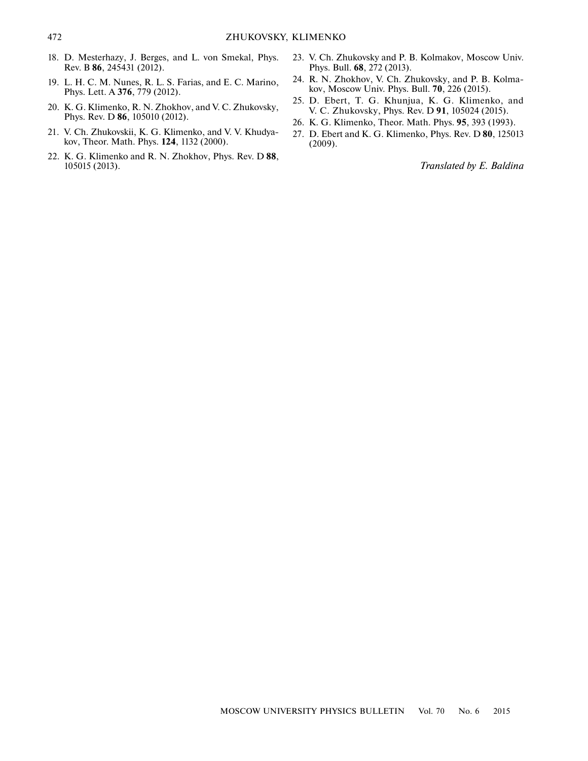18. D. Mesterhazy, J. Berges, and L. von Smekal, Phys. Rev. B **86**, 245431 (2012).
19. L. H. C. M. Nunes, R. L. S. Farias, and E. C. Marino, Phys. Lett. A **376**, 779 (2012).
20. K. G. Klimenko, R. N. Zhokhov, and V. C. Zhukovsky, Phys. Rev. D **86**, 105010 (2012).
21. V. Ch. Zhukovskii, K. G. Klimenko, and V. V. Khudyakov, Theor. Math. Phys. **124**, 1132 (2000).
22. K. G. Klimenko and R. N. Zhokhov, Phys. Rev. D **88**, 105015 (2013).
23. V. Ch. Zhukovsky and P. B. Kolmakov, Moscow Univ. Phys. Bull. **68**, 272 (2013).
24. R. N. Zhokhov, V. Ch. Zhukovsky, and P. B. Kolmakov, Moscow Univ. Phys. Bull. **70**, 226 (2015).
25. D. Ebert, T. G. Khunjua, K. G. Klimenko, and V. C. Zhukovsky, Phys. Rev. D **91**, 105024 (2015).
26. K. G. Klimenko, Theor. Math. Phys. **95**, 393 (1993).
27. D. Ebert and K. G. Klimenko, Phys. Rev. D **80**, 125013 (2009).

*Translated by E. Baldina*